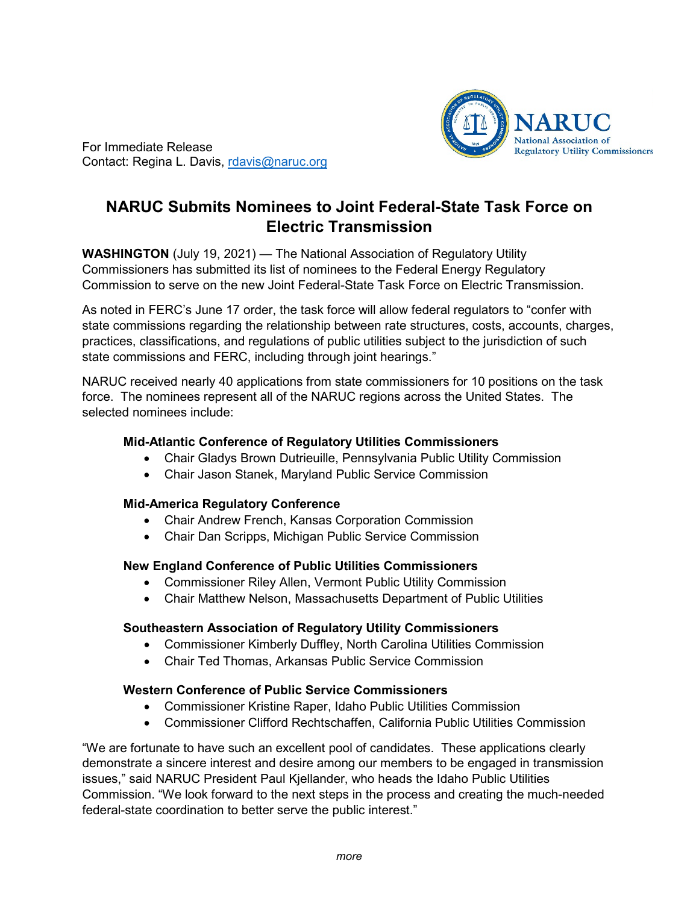For Immediate Release
Contact: Regina L. Davis, rdavis@naruc.org

# NARUC Submits Nominees to Joint Federal-State Task Force on Electric Transmission

**WASHINGTON** (July 19, 2021) — The National Association of Regulatory Utility Commissioners has submitted its list of nominees to the Federal Energy Regulatory Commission to serve on the new Joint Federal-State Task Force on Electric Transmission.

As noted in FERC's June 17 order, the task force will allow federal regulators to "confer with state commissions regarding the relationship between rate structures, costs, accounts, charges, practices, classifications, and regulations of public utilities subject to the jurisdiction of such state commissions and FERC, including through joint hearings."

NARUC received nearly 40 applications from state commissioners for 10 positions on the task force. The nominees represent all of the NARUC regions across the United States. The selected nominees include:

**Mid-Atlantic Conference of Regulatory Utilities Commissioners**

- Chair Gladys Brown Dutrieuille, Pennsylvania Public Utility Commission
- Chair Jason Stanek, Maryland Public Service Commission

**Mid-America Regulatory Conference**

- Chair Andrew French, Kansas Corporation Commission
- Chair Dan Scripps, Michigan Public Service Commission

**New England Conference of Public Utilities Commissioners**

- Commissioner Riley Allen, Vermont Public Utility Commission
- Chair Matthew Nelson, Massachusetts Department of Public Utilities

**Southeastern Association of Regulatory Utility Commissioners**

- Commissioner Kimberly Duffley, North Carolina Utilities Commission
- Chair Ted Thomas, Arkansas Public Service Commission

**Western Conference of Public Service Commissioners**

- Commissioner Kristine Raper, Idaho Public Utilities Commission
- Commissioner Clifford Rechtschaffen, California Public Utilities Commission

"We are fortunate to have such an excellent pool of candidates. These applications clearly demonstrate a sincere interest and desire among our members to be engaged in transmission issues," said NARUC President Paul Kjellander, who heads the Idaho Public Utilities Commission. "We look forward to the next steps in the process and creating the much-needed federal-state coordination to better serve the public interest."

*more*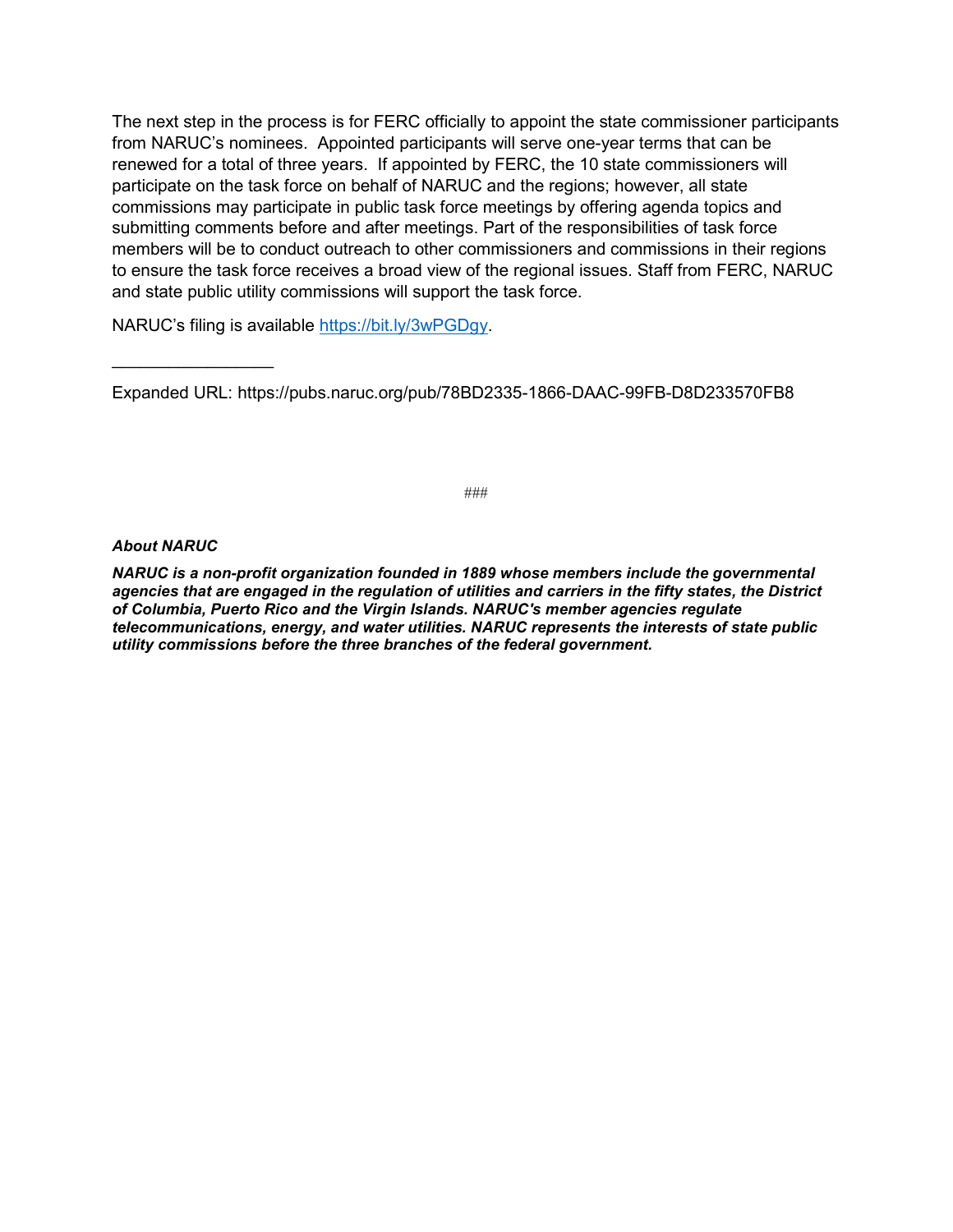The next step in the process is for FERC officially to appoint the state commissioner participants from NARUC's nominees. Appointed participants will serve one-year terms that can be renewed for a total of three years. If appointed by FERC, the 10 state commissioners will participate on the task force on behalf of NARUC and the regions; however, all state commissions may participate in public task force meetings by offering agenda topics and submitting comments before and after meetings. Part of the responsibilities of task force members will be to conduct outreach to other commissioners and commissions in their regions to ensure the task force receives a broad view of the regional issues. Staff from FERC, NARUC and state public utility commissions will support the task force.

NARUC's filing is available [https://bit.ly/3wPGDgy](https://bit.ly/3wPGDgy).

_________________

Expanded URL: https://pubs.naruc.org/pub/78BD2335-1866-DAAC-99FB-D8D233570FB8

###

***About NARUC***

***NARUC is a non-profit organization founded in 1889 whose members include the governmental agencies that are engaged in the regulation of utilities and carriers in the fifty states, the District of Columbia, Puerto Rico and the Virgin Islands. NARUC's member agencies regulate telecommunications, energy, and water utilities. NARUC represents the interests of state public utility commissions before the three branches of the federal government.***